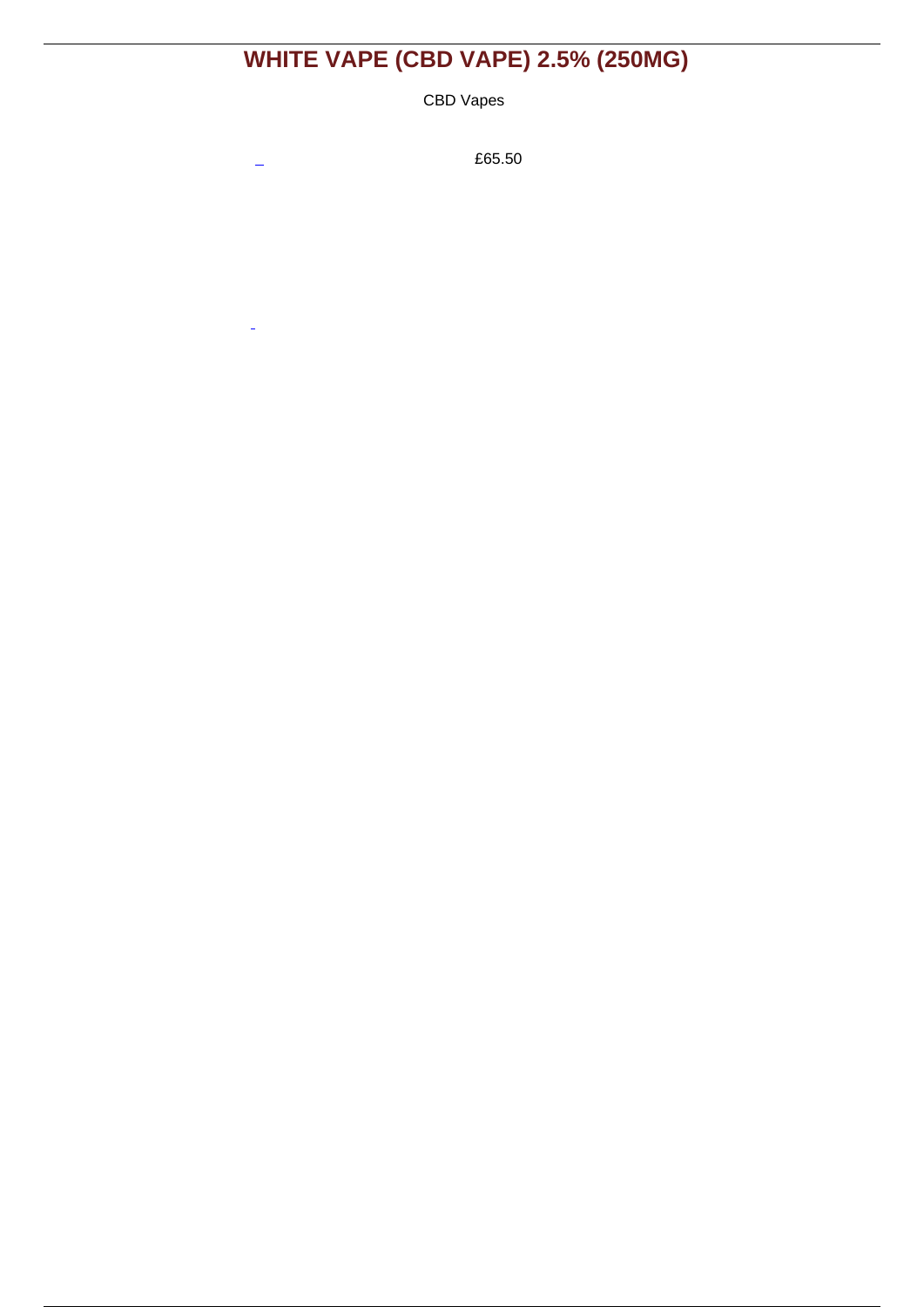# WHITE VAPE (CBD VAPE) 2.5% (250MG)

CBD Vapes

£65.50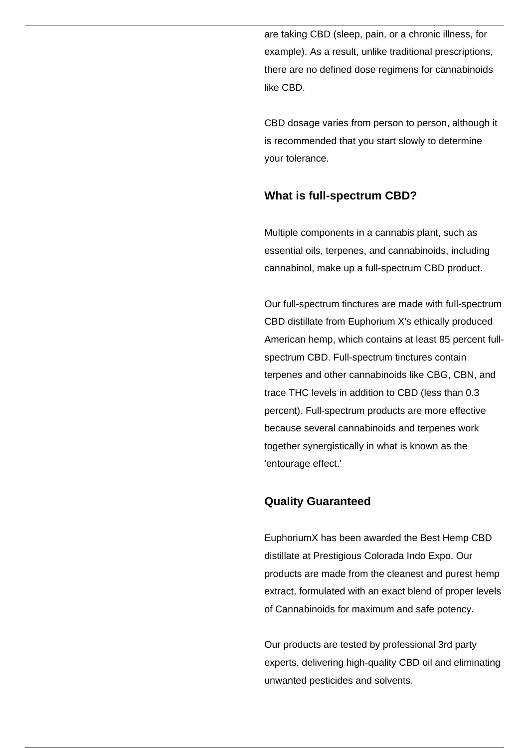are taking CBD (sleep, pain, or a chronic illness, for example). As a result, unlike traditional prescriptions, there are no defined dose regimens for cannabinoids like CBD.

CBD dosage varies from person to person, although it is recommended that you start slowly to determine your tolerance.

### What is full-spectrum CBD?

Multiple components in a cannabis plant, such as essential oils, terpenes, and cannabinoids, including cannabinol, make up a full-spectrum CBD product.

Our full-spectrum tinctures are made with full-spectrum CBD distillate from Euphorium X's ethically produced American hemp, which contains at least 85 percent full-spectrum CBD. Full-spectrum tinctures contain terpenes and other cannabinoids like CBG, CBN, and trace THC levels in addition to CBD (less than 0.3 percent). Full-spectrum products are more effective because several cannabinoids and terpenes work together synergistically in what is known as the 'entourage effect.'

### Quality Guaranteed

EuphoriumX has been awarded the Best Hemp CBD distillate at Prestigious Colorada Indo Expo. Our products are made from the cleanest and purest hemp extract, formulated with an exact blend of proper levels of Cannabinoids for maximum and safe potency.

Our products are tested by professional 3rd party experts, delivering high-quality CBD oil and eliminating unwanted pesticides and solvents.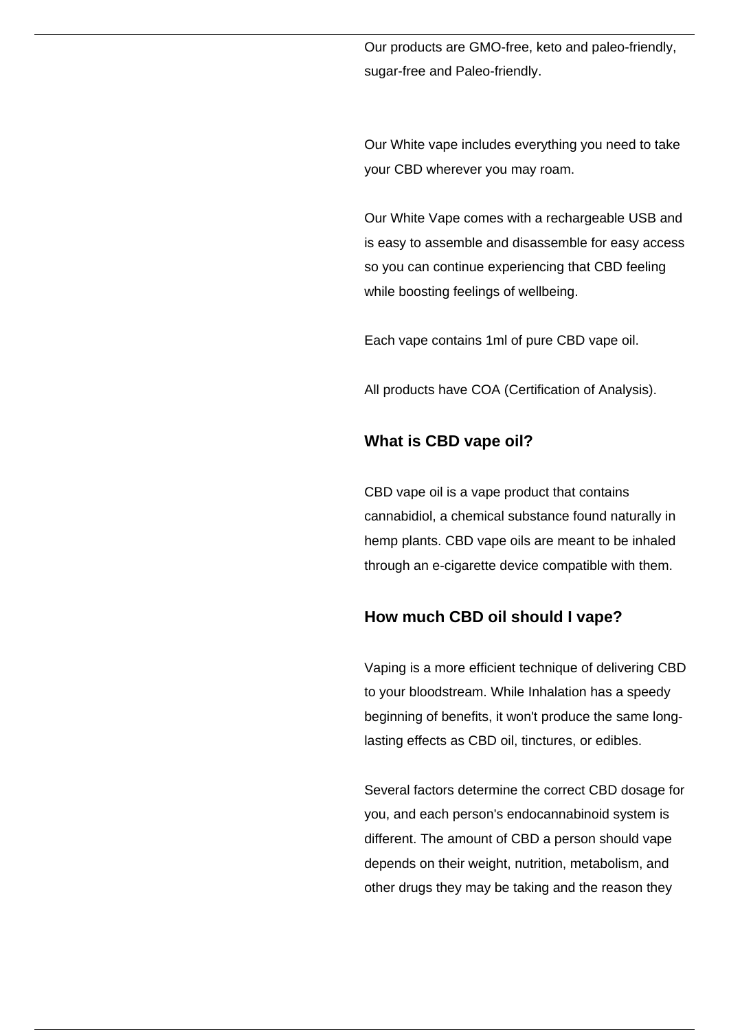Our products are GMO-free, keto and paleo-friendly, sugar-free and Paleo-friendly.

Our White vape includes everything you need to take your CBD wherever you may roam.

Our White Vape comes with a rechargeable USB and is easy to assemble and disassemble for easy access so you can continue experiencing that CBD feeling while boosting feelings of wellbeing.

Each vape contains 1ml of pure CBD vape oil.

All products have COA (Certification of Analysis).

### What is CBD vape oil?

CBD vape oil is a vape product that contains cannabidiol, a chemical substance found naturally in hemp plants. CBD vape oils are meant to be inhaled through an e-cigarette device compatible with them.

### How much CBD oil should I vape?

Vaping is a more efficient technique of delivering CBD to your bloodstream. While Inhalation has a speedy beginning of benefits, it won't produce the same long-lasting effects as CBD oil, tinctures, or edibles.

Several factors determine the correct CBD dosage for you, and each person's endocannabinoid system is different. The amount of CBD a person should vape depends on their weight, nutrition, metabolism, and other drugs they may be taking and the reason they